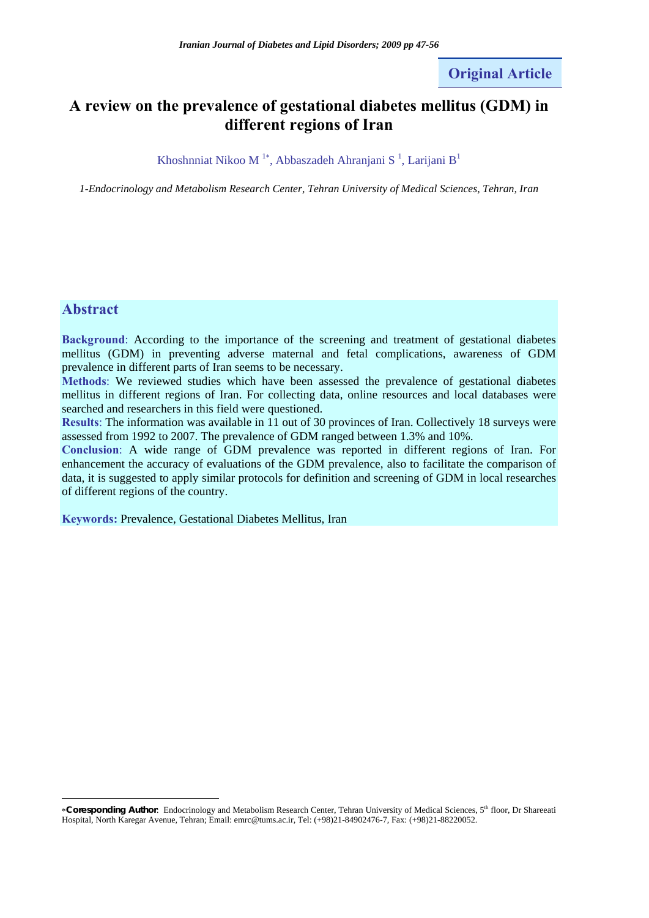Original Article

# A review on the prevalence of gestational diabetes mellitus (GDM) in different regions of Iran

Khoshnniat Nikoo M [1*], Abbaszadeh Ahranjani S [1], Larijani B[1]

*1-Endocrinology and Metabolism Research Center, Tehran University of Medical Sciences, Tehran, Iran*

## Abstract

**Background**: According to the importance of the screening and treatment of gestational diabetes mellitus (GDM) in preventing adverse maternal and fetal complications, awareness of GDM prevalence in different parts of Iran seems to be necessary.

**Methods**: We reviewed studies which have been assessed the prevalence of gestational diabetes mellitus in different regions of Iran. For collecting data, online resources and local databases were searched and researchers in this field were questioned.

**Results**: The information was available in 11 out of 30 provinces of Iran. Collectively 18 surveys were assessed from 1992 to 2007. The prevalence of GDM ranged between 1.3% and 10%.

**Conclusion**: A wide range of GDM prevalence was reported in different regions of Iran. For enhancement the accuracy of evaluations of the GDM prevalence, also to facilitate the comparison of data, it is suggested to apply similar protocols for definition and screening of GDM in local researches of different regions of the country.

**Keywords:** Prevalence, Gestational Diabetes Mellitus, Iran

---

*\*Coresponding Author*: Endocrinology and Metabolism Research Center, Tehran University of Medical Sciences, 5th floor, Dr Shareeati Hospital, North Karegar Avenue, Tehran; Email: emrc@tums.ac.ir, Tel: (+98)21-84902476-7, Fax: (+98)21-88220052.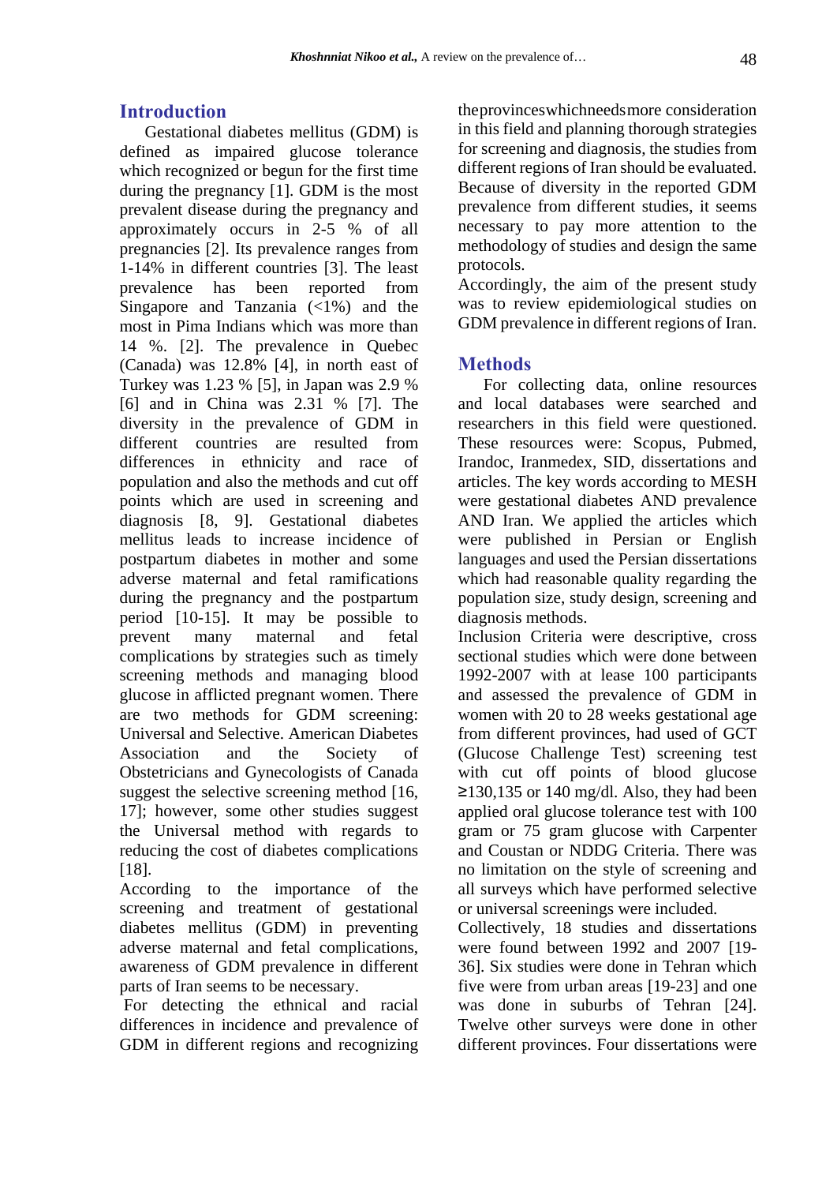## Introduction

Gestational diabetes mellitus (GDM) is defined as impaired glucose tolerance which recognized or begun for the first time during the pregnancy [1]. GDM is the most prevalent disease during the pregnancy and approximately occurs in 2-5 % of all pregnancies [2]. Its prevalence ranges from 1-14% in different countries [3]. The least prevalence has been reported from Singapore and Tanzania (<1%) and the most in Pima Indians which was more than 14 %. [2]. The prevalence in Quebec (Canada) was 12.8% [4], in north east of Turkey was 1.23 % [5], in Japan was 2.9 % [6] and in China was 2.31 % [7]. The diversity in the prevalence of GDM in different countries are resulted from differences in ethnicity and race of population and also the methods and cut off points which are used in screening and diagnosis [8, 9]. Gestational diabetes mellitus leads to increase incidence of postpartum diabetes in mother and some adverse maternal and fetal ramifications during the pregnancy and the postpartum period [10-15]. It may be possible to prevent many maternal and fetal complications by strategies such as timely screening methods and managing blood glucose in afflicted pregnant women. There are two methods for GDM screening: Universal and Selective. American Diabetes Association and the Society of Obstetricians and Gynecologists of Canada suggest the selective screening method [16, 17]; however, some other studies suggest the Universal method with regards to reducing the cost of diabetes complications [18].

According to the importance of the screening and treatment of gestational diabetes mellitus (GDM) in preventing adverse maternal and fetal complications, awareness of GDM prevalence in different parts of Iran seems to be necessary.

For detecting the ethnical and racial differences in incidence and prevalence of GDM in different regions and recognizing the provinces which needs more consideration in this field and planning thorough strategies for screening and diagnosis, the studies from different regions of Iran should be evaluated. Because of diversity in the reported GDM prevalence from different studies, it seems necessary to pay more attention to the methodology of studies and design the same protocols.

Accordingly, the aim of the present study was to review epidemiological studies on GDM prevalence in different regions of Iran.

## Methods

For collecting data, online resources and local databases were searched and researchers in this field were questioned. These resources were: Scopus, Pubmed, Irandoc, Iranmedex, SID, dissertations and articles. The key words according to MESH were gestational diabetes AND prevalence AND Iran. We applied the articles which were published in Persian or English languages and used the Persian dissertations which had reasonable quality regarding the population size, study design, screening and diagnosis methods.

Inclusion Criteria were descriptive, cross sectional studies which were done between 1992-2007 with at lease 100 participants and assessed the prevalence of GDM in women with 20 to 28 weeks gestational age from different provinces, had used of GCT (Glucose Challenge Test) screening test with cut off points of blood glucose ≥130,135 or 140 mg/dl. Also, they had been applied oral glucose tolerance test with 100 gram or 75 gram glucose with Carpenter and Coustan or NDDG Criteria. There was no limitation on the style of screening and all surveys which have performed selective or universal screenings were included.

Collectively, 18 studies and dissertations were found between 1992 and 2007 [19-36]. Six studies were done in Tehran which five were from urban areas [19-23] and one was done in suburbs of Tehran [24]. Twelve other surveys were done in other different provinces. Four dissertations were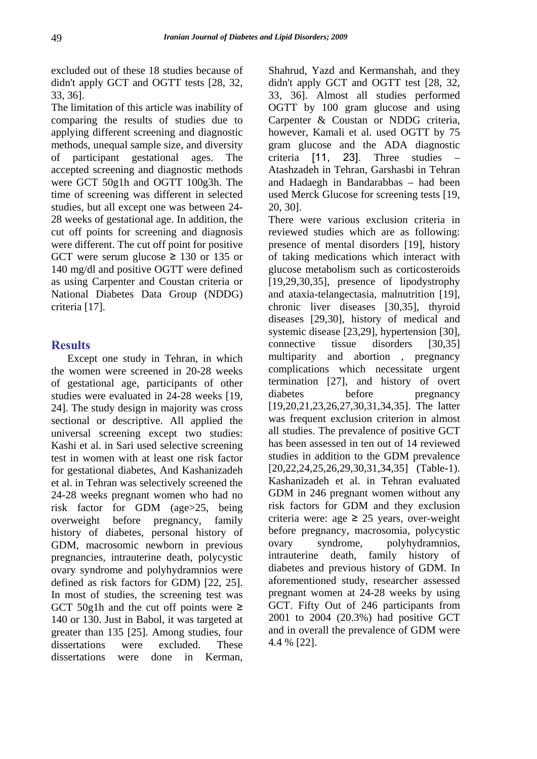excluded out of these 18 studies because of didn't apply GCT and OGTT tests [28, 32, 33, 36].

The limitation of this article was inability of comparing the results of studies due to applying different screening and diagnostic methods, unequal sample size, and diversity of participant gestational ages. The accepted screening and diagnostic methods were GCT 50g1h and OGTT 100g3h. The time of screening was different in selected studies, but all except one was between 24-28 weeks of gestational age. In addition, the cut off points for screening and diagnosis were different. The cut off point for positive GCT were serum glucose ≥ 130 or 135 or 140 mg/dl and positive OGTT were defined as using Carpenter and Coustan criteria or National Diabetes Data Group (NDDG) criteria [17].

## Results

Except one study in Tehran, in which the women were screened in 20-28 weeks of gestational age, participants of other studies were evaluated in 24-28 weeks [19, 24]. The study design in majority was cross sectional or descriptive. All applied the universal screening except two studies: Kashi et al. in Sari used selective screening test in women with at least one risk factor for gestational diabetes, And Kashanizadeh et al. in Tehran was selectively screened the 24-28 weeks pregnant women who had no risk factor for GDM (age>25, being overweight before pregnancy, family history of diabetes, personal history of GDM, macrosomic newborn in previous pregnancies, intrauterine death, polycystic ovary syndrome and polyhydramnios were defined as risk factors for GDM) [22, 25]. In most of studies, the screening test was GCT 50g1h and the cut off points were ≥ 140 or 130. Just in Babol, it was targeted at greater than 135 [25]. Among studies, four dissertations were excluded. These dissertations were done in Kerman, Shahrud, Yazd and Kermanshah, and they didn't apply GCT and OGTT test [28, 32, 33, 36]. Almost all studies performed OGTT by 100 gram glucose and using Carpenter & Coustan or NDDG criteria, however, Kamali et al. used OGTT by 75 gram glucose and the ADA diagnostic criteria [11, 23]. Three studies – Atashzadeh in Tehran, Garshasbi in Tehran and Hadaegh in Bandarabbas – had been used Merck Glucose for screening tests [19, 20, 30].

There were various exclusion criteria in reviewed studies which are as following: presence of mental disorders [19], history of taking medications which interact with glucose metabolism such as corticosteroids [19,29,30,35], presence of lipodystrophy and ataxia-telangectasia, malnutrition [19], chronic liver diseases [30,35], thyroid diseases [29,30], history of medical and systemic disease [23,29], hypertension [30], connective tissue disorders [30,35] multiparity and abortion , pregnancy complications which necessitate urgent termination [27], and history of overt diabetes before pregnancy [19,20,21,23,26,27,30,31,34,35]. The latter was frequent exclusion criterion in almost all studies. The prevalence of positive GCT has been assessed in ten out of 14 reviewed studies in addition to the GDM prevalence [20,22,24,25,26,29,30,31,34,35] (Table-1). Kashanizadeh et al. in Tehran evaluated GDM in 246 pregnant women without any risk factors for GDM and they exclusion criteria were: age ≥ 25 years, over-weight before pregnancy, macrosomia, polycystic ovary syndrome, polyhydramnios, intrauterine death, family history of diabetes and previous history of GDM. In aforementioned study, researcher assessed pregnant women at 24-28 weeks by using GCT. Fifty Out of 246 participants from 2001 to 2004 (20.3%) had positive GCT and in overall the prevalence of GDM were 4.4 % [22].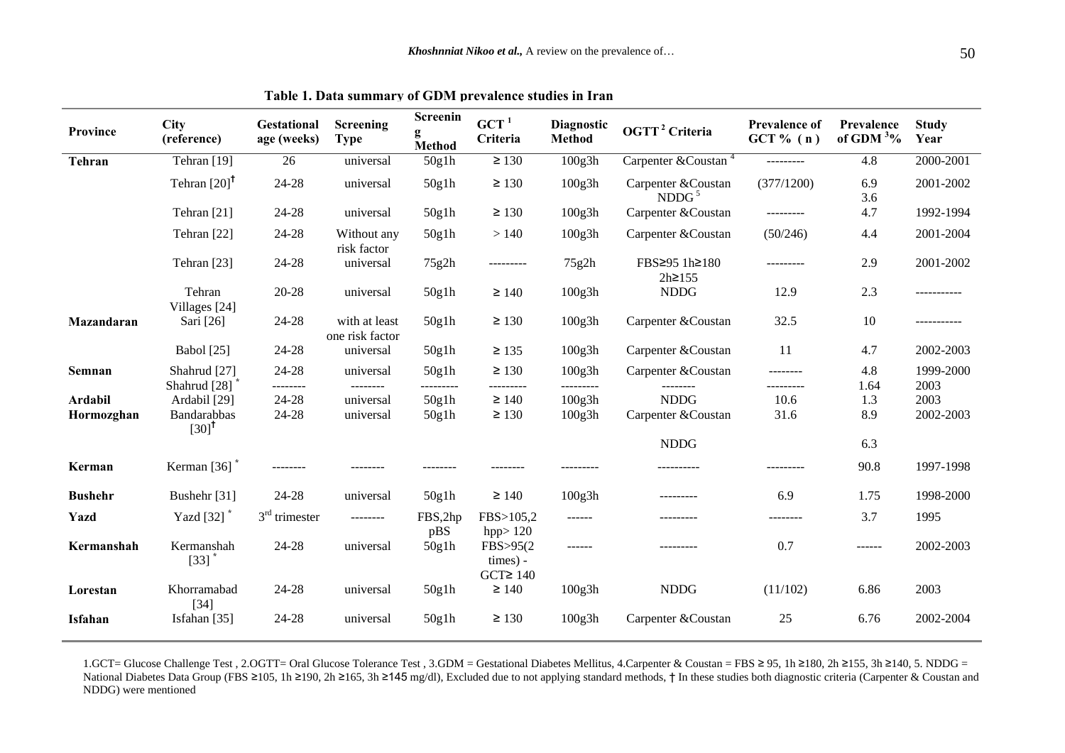**Table 1. Data summary of GDM prevalence studies in Iran**

| Province | City (reference) | Gestational age (weeks) | Screening Type | Screening Method | GCT [1] Criteria | Diagnostic Method | OGTT [2] Criteria | Prevalence of GCT % (n) | Prevalence of GDM [3]% | Study Year |
|---|---|---|---|---|---|---|---|---|---|---|
| **Tehran** | Tehran [19] | 26 | universal | 50g1h | ≥ 130 | 100g3h | Carpenter &Coustan [4] | --------- | 4.8 | 2000-2001 |
| | Tehran [20]† | 24-28 | universal | 50g1h | ≥ 130 | 100g3h | Carpenter &Coustan NDDG [5] | (377/1200) | 6.9 3.6 | 2001-2002 |
| | Tehran [21] | 24-28 | universal | 50g1h | ≥ 130 | 100g3h | Carpenter &Coustan | --------- | 4.7 | 1992-1994 |
| | Tehran [22] | 24-28 | Without any risk factor | 50g1h | > 140 | 100g3h | Carpenter &Coustan | (50/246) | 4.4 | 2001-2004 |
| | Tehran [23] | 24-28 | universal | 75g2h | --------- | 75g2h | FBS≥95 1h≥180 2h≥155 | --------- | 2.9 | 2001-2002 |
| | Tehran Villages [24] | 20-28 | universal | 50g1h | ≥ 140 | 100g3h | NDDG | 12.9 | 2.3 | ----------- |
| **Mazandaran** | Sari [26] | 24-28 | with at least one risk factor | 50g1h | ≥ 130 | 100g3h | Carpenter &Coustan | 32.5 | 10 | ----------- |
| | Babol [25] | 24-28 | universal | 50g1h | ≥ 135 | 100g3h | Carpenter &Coustan | 11 | 4.7 | 2002-2003 |
| **Semnan** | Shahrud [27] | 24-28 | universal | 50g1h | ≥ 130 | 100g3h | Carpenter &Coustan | -------- | 4.8 | 1999-2000 |
| | Shahrud [28] * | -------- | -------- | --------- | --------- | --------- | -------- | --------- | 1.64 | 2003 |
| **Ardabil** | Ardabil [29] | 24-28 | universal | 50g1h | ≥ 140 | 100g3h | NDDG | 10.6 | 1.3 | 2003 |
| **Hormozghan** | Bandarabbas [30]† | 24-28 | universal | 50g1h | ≥ 130 | 100g3h | Carpenter &Coustan | 31.6 | 8.9 | 2002-2003 |
| | | | | | | | NDDG | | 6.3 | |
| **Kerman** | Kerman [36] * | -------- | -------- | -------- | -------- | --------- | ---------- | --------- | 90.8 | 1997-1998 |
| **Bushehr** | Bushehr [31] | 24-28 | universal | 50g1h | ≥ 140 | 100g3h | --------- | 6.9 | 1.75 | 1998-2000 |
| **Yazd** | Yazd [32] * | 3rd trimester | -------- | FBS,2hp pBS | FBS>105,2 hpp> 120 | ------ | --------- | -------- | 3.7 | 1995 |
| **Kermanshah** | Kermanshah [33] * | 24-28 | universal | 50g1h | FBS>95(2 times) - GCT≥ 140 | ------ | --------- | 0.7 | ------ | 2002-2003 |
| **Lorestan** | Khorramabad [34] | 24-28 | universal | 50g1h | ≥ 140 | 100g3h | NDDG | (11/102) | 6.86 | 2003 |
| **Isfahan** | Isfahan [35] | 24-28 | universal | 50g1h | ≥ 130 | 100g3h | Carpenter &Coustan | 25 | 6.76 | 2002-2004 |

1.GCT= Glucose Challenge Test , 2.OGTT= Oral Glucose Tolerance Test , 3.GDM = Gestational Diabetes Mellitus, 4.Carpenter & Coustan = FBS ≥ 95, 1h ≥180, 2h ≥155, 3h ≥140, 5. NDDG = National Diabetes Data Group (FBS ≥105, 1h ≥190, 2h ≥165, 3h ≥145 mg/dl), * Excluded due to not applying standard methods, † In these studies both diagnostic criteria (Carpenter & Coustan and NDDG) were mentioned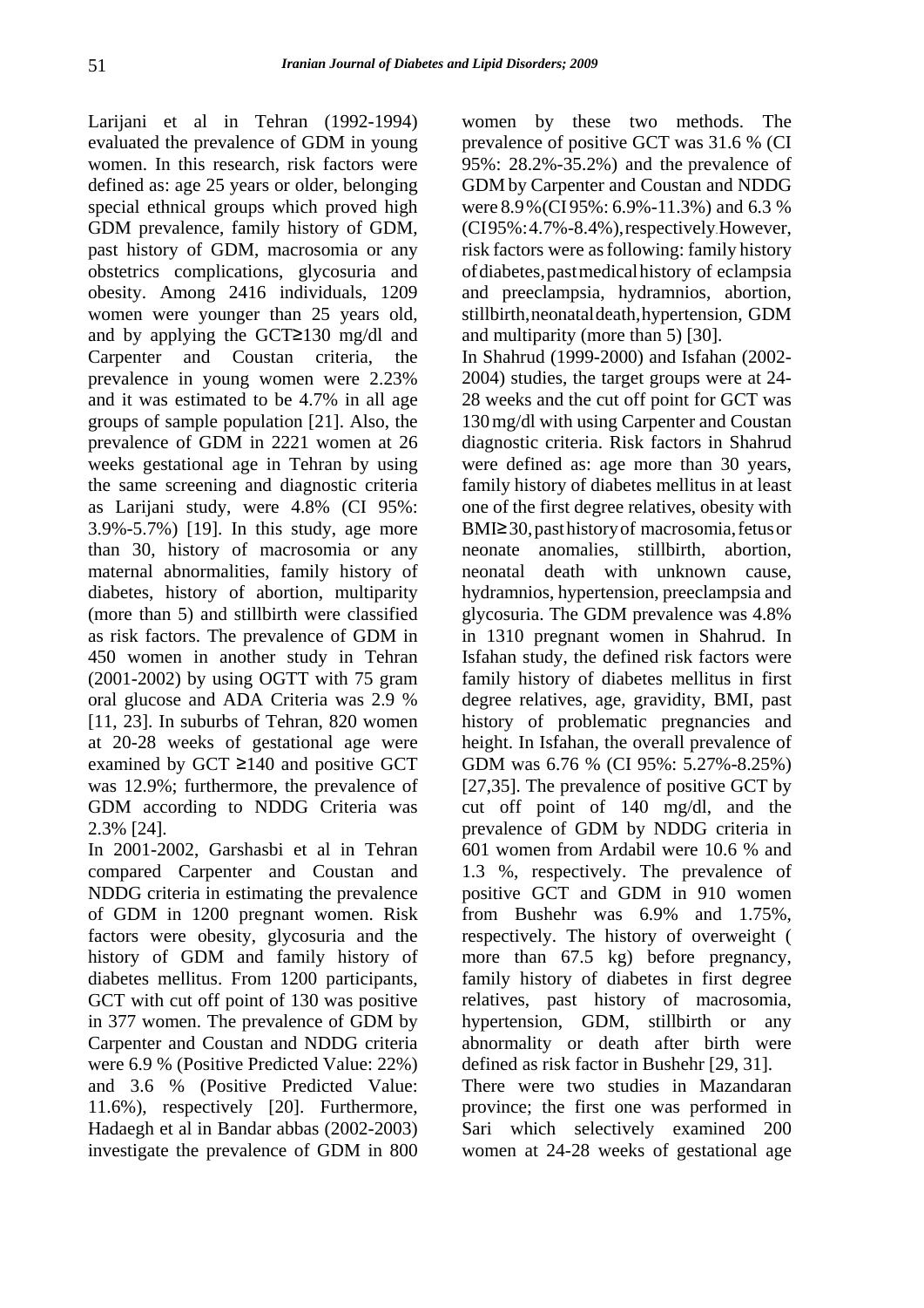Larijani et al in Tehran (1992-1994) evaluated the prevalence of GDM in young women. In this research, risk factors were defined as: age 25 years or older, belonging special ethnical groups which proved high GDM prevalence, family history of GDM, past history of GDM, macrosomia or any obstetrics complications, glycosuria and obesity. Among 2416 individuals, 1209 women were younger than 25 years old, and by applying the GCT≥130 mg/dl and Carpenter and Coustan criteria, the prevalence in young women were 2.23% and it was estimated to be 4.7% in all age groups of sample population [21]. Also, the prevalence of GDM in 2221 women at 26 weeks gestational age in Tehran by using the same screening and diagnostic criteria as Larijani study, were 4.8% (CI 95%: 3.9%-5.7%) [19]. In this study, age more than 30, history of macrosomia or any maternal abnormalities, family history of diabetes, history of abortion, multiparity (more than 5) and stillbirth were classified as risk factors. The prevalence of GDM in 450 women in another study in Tehran (2001-2002) by using OGTT with 75 gram oral glucose and ADA Criteria was 2.9 % [11, 23]. In suburbs of Tehran, 820 women at 20-28 weeks of gestational age were examined by GCT ≥140 and positive GCT was 12.9%; furthermore, the prevalence of GDM according to NDDG Criteria was 2.3% [24].

In 2001-2002, Garshasbi et al in Tehran compared Carpenter and Coustan and NDDG criteria in estimating the prevalence of GDM in 1200 pregnant women. Risk factors were obesity, glycosuria and the history of GDM and family history of diabetes mellitus. From 1200 participants, GCT with cut off point of 130 was positive in 377 women. The prevalence of GDM by Carpenter and Coustan and NDDG criteria were 6.9 % (Positive Predicted Value: 22%) and 3.6 % (Positive Predicted Value: 11.6%), respectively [20]. Furthermore, Hadaegh et al in Bandar abbas (2002-2003) investigate the prevalence of GDM in 800 women by these two methods. The prevalence of positive GCT was 31.6 % (CI 95%: 28.2%-35.2%) and the prevalence of GDM by Carpenter and Coustan and NDDG were 8.9 % (CI 95%: 6.9%-11.3%) and 6.3 % (CI 95%: 4.7%-8.4%), respectively. However, risk factors were as following: family history of diabetes, past medical history of eclampsia and preeclampsia, hydramnios, abortion, stillbirth, neonatal death, hypertension, GDM and multiparity (more than 5) [30].

In Shahrud (1999-2000) and Isfahan (2002-2004) studies, the target groups were at 24-28 weeks and the cut off point for GCT was 130 mg/dl with using Carpenter and Coustan diagnostic criteria. Risk factors in Shahrud were defined as: age more than 30 years, family history of diabetes mellitus in at least one of the first degree relatives, obesity with BMI≥30, past history of macrosomia, fetus or neonate anomalies, stillbirth, abortion, neonatal death with unknown cause, hydramnios, hypertension, preeclampsia and glycosuria. The GDM prevalence was 4.8% in 1310 pregnant women in Shahrud. In Isfahan study, the defined risk factors were family history of diabetes mellitus in first degree relatives, age, gravidity, BMI, past history of problematic pregnancies and height. In Isfahan, the overall prevalence of GDM was 6.76 % (CI 95%: 5.27%-8.25%) [27,35]. The prevalence of positive GCT by cut off point of 140 mg/dl, and the prevalence of GDM by NDDG criteria in 601 women from Ardabil were 10.6 % and 1.3 %, respectively. The prevalence of positive GCT and GDM in 910 women from Bushehr was 6.9% and 1.75%, respectively. The history of overweight ( more than 67.5 kg) before pregnancy, family history of diabetes in first degree relatives, past history of macrosomia, hypertension, GDM, stillbirth or any abnormality or death after birth were defined as risk factor in Bushehr [29, 31].

There were two studies in Mazandaran province; the first one was performed in Sari which selectively examined 200 women at 24-28 weeks of gestational age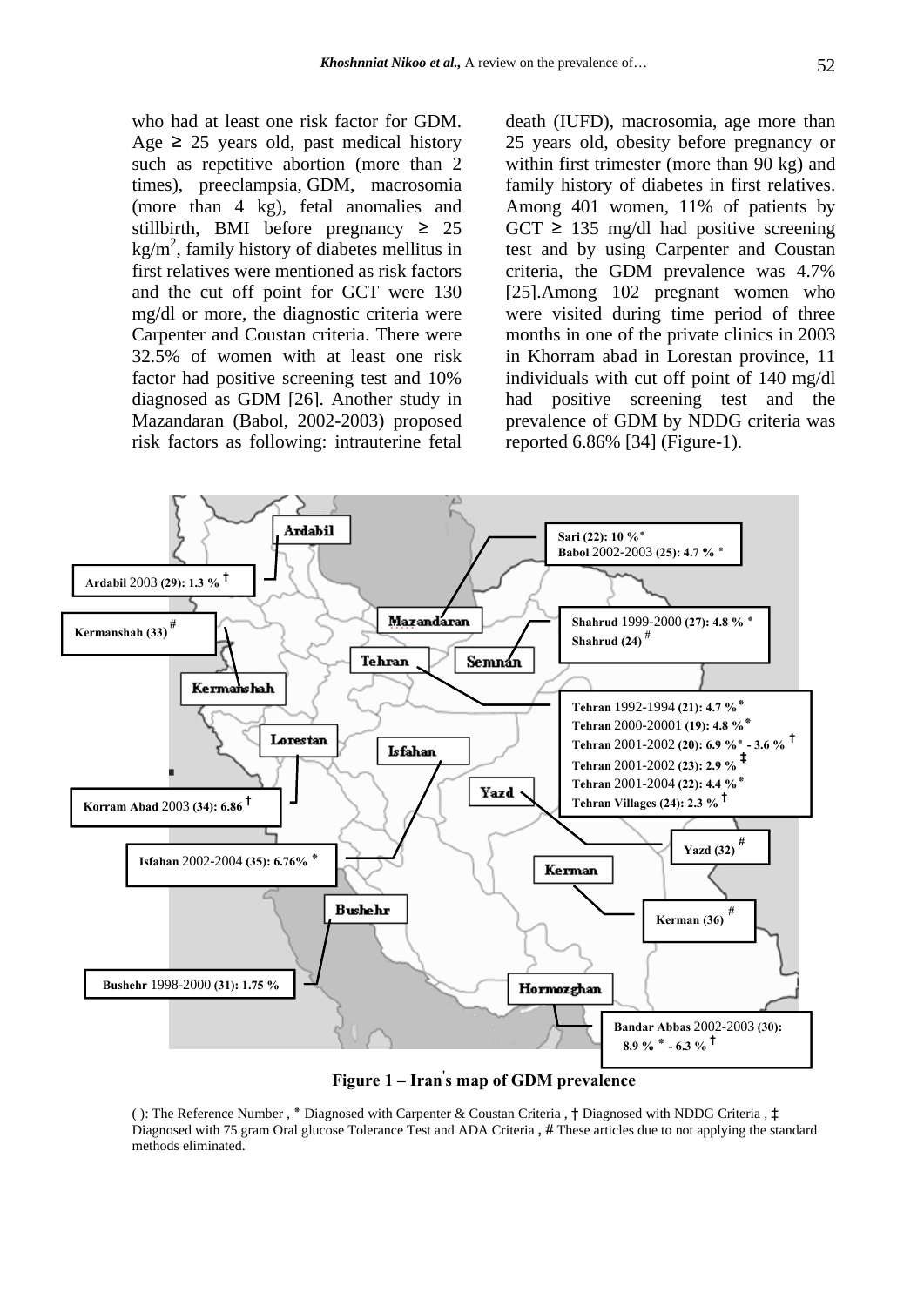who had at least one risk factor for GDM. Age ≥ 25 years old, past medical history such as repetitive abortion (more than 2 times), preeclampsia, GDM, macrosomia (more than 4 kg), fetal anomalies and stillbirth, BMI before pregnancy ≥ 25 $kg/m^2$, family history of diabetes mellitus in first relatives were mentioned as risk factors and the cut off point for GCT were 130 mg/dl or more, the diagnostic criteria were Carpenter and Coustan criteria. There were 32.5% of women with at least one risk factor had positive screening test and 10% diagnosed as GDM [26]. Another study in Mazandaran (Babol, 2002-2003) proposed risk factors as following: intrauterine fetal death (IUFD), macrosomia, age more than 25 years old, obesity before pregnancy or within first trimester (more than 90 kg) and family history of diabetes in first relatives. Among 401 women, 11% of patients by GCT ≥ 135 mg/dl had positive screening test and by using Carpenter and Coustan criteria, the GDM prevalence was 4.7% [25].Among 102 pregnant women who were visited during time period of three months in one of the private clinics in 2003 in Khorram abad in Lorestan province, 11 individuals with cut off point of 140 mg/dl had positive screening test and the prevalence of GDM by NDDG criteria was reported 6.86% [34] (Figure-1).

- Ardabil 2003 (29): 1.3 % †
- Kermanshah (33) #
- Sari (22): 10 % *
- Babol 2002-2003 (25): 4.7 % *
- Shahrud 1999-2000 (27): 4.8 % *
- Shahrud (24) #
- Tehran 1992-1994 (21): 4.7 % *
- Tehran 2000-20001 (19): 4.8 % *
- Tehran 2001-2002 (20): 6.9 % * - 3.6 % †
- Tehran 2001-2002 (23): 2.9 % ‡
- Tehran 2001-2004 (22): 4.4 % *
- Tehran Villages (24): 2.3 % †
- Korram Abad 2003 (34): 6.86 †
- Yazd (32) #
- Isfahan 2002-2004 (35): 6.76% *
- Kerman (36) #
- Bushehr 1998-2000 (31): 1.75 %
- Bandar Abbas 2002-2003 (30): 8.9 % * - 6.3 % †

**Figure 1 – Iran's map of GDM prevalence**

( ): The Reference Number , * Diagnosed with Carpenter & Coustan Criteria , † Diagnosed with NDDG Criteria , ‡ Diagnosed with 75 gram Oral glucose Tolerance Test and ADA Criteria , # These articles due to not applying the standard methods eliminated.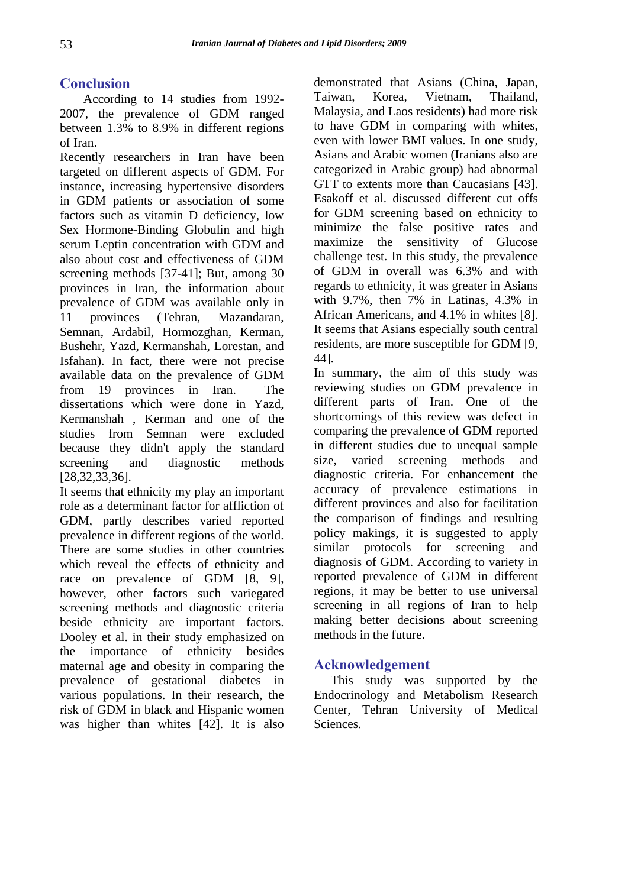## Conclusion

According to 14 studies from 1992-2007, the prevalence of GDM ranged between 1.3% to 8.9% in different regions of Iran.

Recently researchers in Iran have been targeted on different aspects of GDM. For instance, increasing hypertensive disorders in GDM patients or association of some factors such as vitamin D deficiency, low Sex Hormone-Binding Globulin and high serum Leptin concentration with GDM and also about cost and effectiveness of GDM screening methods [37-41]; But, among 30 provinces in Iran, the information about prevalence of GDM was available only in 11 provinces (Tehran, Mazandaran, Semnan, Ardabil, Hormozghan, Kerman, Bushehr, Yazd, Kermanshah, Lorestan, and Isfahan). In fact, there were not precise available data on the prevalence of GDM from 19 provinces in Iran. The dissertations which were done in Yazd, Kermanshah , Kerman and one of the studies from Semnan were excluded because they didn't apply the standard screening and diagnostic methods [28,32,33,36].

It seems that ethnicity my play an important role as a determinant factor for affliction of GDM, partly describes varied reported prevalence in different regions of the world. There are some studies in other countries which reveal the effects of ethnicity and race on prevalence of GDM [8, 9], however, other factors such variegated screening methods and diagnostic criteria beside ethnicity are important factors. Dooley et al. in their study emphasized on the importance of ethnicity besides maternal age and obesity in comparing the prevalence of gestational diabetes in various populations. In their research, the risk of GDM in black and Hispanic women was higher than whites [42]. It is also demonstrated that Asians (China, Japan, Taiwan, Korea, Vietnam, Thailand, Malaysia, and Laos residents) had more risk to have GDM in comparing with whites, even with lower BMI values. In one study, Asians and Arabic women (Iranians also are categorized in Arabic group) had abnormal GTT to extents more than Caucasians [43]. Esakoff et al. discussed different cut offs for GDM screening based on ethnicity to minimize the false positive rates and maximize the sensitivity of Glucose challenge test. In this study, the prevalence of GDM in overall was 6.3% and with regards to ethnicity, it was greater in Asians with 9.7%, then 7% in Latinas, 4.3% in African Americans, and 4.1% in whites [8]. It seems that Asians especially south central residents, are more susceptible for GDM [9, 44].

In summary, the aim of this study was reviewing studies on GDM prevalence in different parts of Iran. One of the shortcomings of this review was defect in comparing the prevalence of GDM reported in different studies due to unequal sample size, varied screening methods and diagnostic criteria. For enhancement the accuracy of prevalence estimations in different provinces and also for facilitation the comparison of findings and resulting policy makings, it is suggested to apply similar protocols for screening and diagnosis of GDM. According to variety in reported prevalence of GDM in different regions, it may be better to use universal screening in all regions of Iran to help making better decisions about screening methods in the future.

## Acknowledgement

This study was supported by the Endocrinology and Metabolism Research Center, Tehran University of Medical Sciences.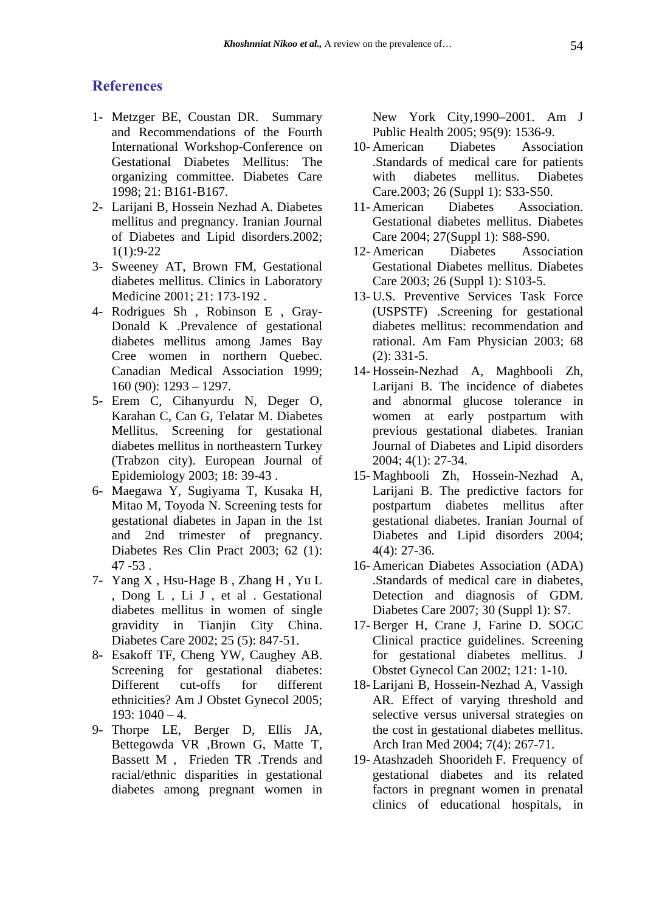## References

1- Metzger BE, Coustan DR. Summary and Recommendations of the Fourth International Workshop-Conference on Gestational Diabetes Mellitus: The organizing committee. Diabetes Care 1998; 21: B161-B167.

2- Larijani B, Hossein Nezhad A. Diabetes mellitus and pregnancy. Iranian Journal of Diabetes and Lipid disorders.2002; 1(1):9-22

3- Sweeney AT, Brown FM, Gestational diabetes mellitus. Clinics in Laboratory Medicine 2001; 21: 173-192 .

4- Rodrigues Sh , Robinson E , Gray-Donald K .Prevalence of gestational diabetes mellitus among James Bay Cree women in northern Quebec. Canadian Medical Association 1999; 160 (90): 1293 – 1297.

5- Erem C, Cihanyurdu N, Deger O, Karahan C, Can G, Telatar M. Diabetes Mellitus. Screening for gestational diabetes mellitus in northeastern Turkey (Trabzon city). European Journal of Epidemiology 2003; 18: 39-43 .

6- Maegawa Y, Sugiyama T, Kusaka H, Mitao M, Toyoda N. Screening tests for gestational diabetes in Japan in the 1st and 2nd trimester of pregnancy. Diabetes Res Clin Pract 2003; 62 (1): 47 -53 .

7- Yang X , Hsu-Hage B , Zhang H , Yu L , Dong L , Li J , et al . Gestational diabetes mellitus in women of single gravidity in Tianjin City China. Diabetes Care 2002; 25 (5): 847-51.

8- Esakoff TF, Cheng YW, Caughey AB. Screening for gestational diabetes: Different cut-offs for different ethnicities? Am J Obstet Gynecol 2005; 193: 1040 – 4.

9- Thorpe LE, Berger D, Ellis JA, Bettegowda VR ,Brown G, Matte T, Bassett M , Frieden TR .Trends and racial/ethnic disparities in gestational diabetes among pregnant women in New York City,1990–2001. Am J Public Health 2005; 95(9): 1536-9.

10- American Diabetes Association .Standards of medical care for patients with diabetes mellitus. Diabetes Care.2003; 26 (Suppl 1): S33-S50.

11- American Diabetes Association. Gestational diabetes mellitus. Diabetes Care 2004; 27(Suppl 1): S88-S90.

12- American Diabetes Association Gestational Diabetes mellitus. Diabetes Care 2003; 26 (Suppl 1): S103-5.

13- U.S. Preventive Services Task Force (USPSTF) .Screening for gestational diabetes mellitus: recommendation and rational. Am Fam Physician 2003; 68 (2): 331-5.

14- Hossein-Nezhad A, Maghbooli Zh, Larijani B. The incidence of diabetes and abnormal glucose tolerance in women at early postpartum with previous gestational diabetes. Iranian Journal of Diabetes and Lipid disorders 2004; 4(1): 27-34.

15- Maghbooli Zh, Hossein-Nezhad A, Larijani B. The predictive factors for postpartum diabetes mellitus after gestational diabetes. Iranian Journal of Diabetes and Lipid disorders 2004; 4(4): 27-36.

16- American Diabetes Association (ADA) .Standards of medical care in diabetes, Detection and diagnosis of GDM. Diabetes Care 2007; 30 (Suppl 1): S7.

17- Berger H, Crane J, Farine D. SOGC Clinical practice guidelines. Screening for gestational diabetes mellitus. J Obstet Gynecol Can 2002; 121: 1-10.

18- Larijani B, Hossein-Nezhad A, Vassigh AR. Effect of varying threshold and selective versus universal strategies on the cost in gestational diabetes mellitus. Arch Iran Med 2004; 7(4): 267-71.

19- Atashzadeh Shoorideh F. Frequency of gestational diabetes and its related factors in pregnant women in prenatal clinics of educational hospitals, in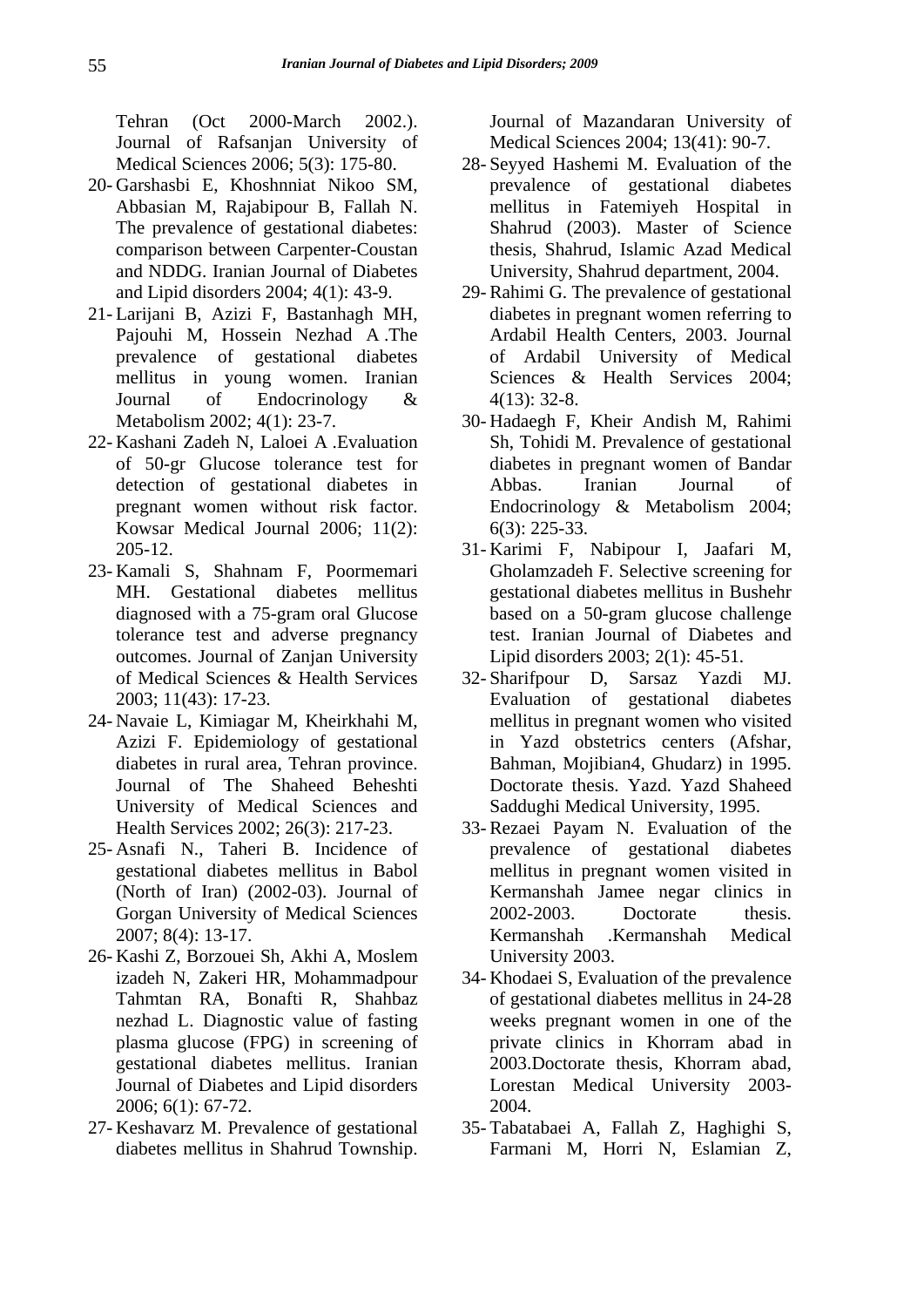Tehran (Oct 2000-March 2002.). Journal of Rafsanjan University of Medical Sciences 2006; 5(3): 175-80.

20- Garshasbi E, Khoshnniat Nikoo SM, Abbasian M, Rajabipour B, Fallah N. The prevalence of gestational diabetes: comparison between Carpenter-Coustan and NDDG. Iranian Journal of Diabetes and Lipid disorders 2004; 4(1): 43-9.

21- Larijani B, Azizi F, Bastanhagh MH, Pajouhi M, Hossein Nezhad A .The prevalence of gestational diabetes mellitus in young women. Iranian Journal of Endocrinology & Metabolism 2002; 4(1): 23-7.

22- Kashani Zadeh N, Laloei A .Evaluation of 50-gr Glucose tolerance test for detection of gestational diabetes in pregnant women without risk factor. Kowsar Medical Journal 2006; 11(2): 205-12.

23- Kamali S, Shahnam F, Poormemari MH. Gestational diabetes mellitus diagnosed with a 75-gram oral Glucose tolerance test and adverse pregnancy outcomes. Journal of Zanjan University of Medical Sciences & Health Services 2003; 11(43): 17-23.

24- Navaie L, Kimiagar M, Kheirkhahi M, Azizi F. Epidemiology of gestational diabetes in rural area, Tehran province. Journal of The Shaheed Beheshti University of Medical Sciences and Health Services 2002; 26(3): 217-23.

25- Asnafi N., Taheri B. Incidence of gestational diabetes mellitus in Babol (North of Iran) (2002-03). Journal of Gorgan University of Medical Sciences 2007; 8(4): 13-17.

26- Kashi Z, Borzouei Sh, Akhi A, Moslem izadeh N, Zakeri HR, Mohammadpour Tahmtan RA, Bonafti R, Shahbaz nezhad L. Diagnostic value of fasting plasma glucose (FPG) in screening of gestational diabetes mellitus. Iranian Journal of Diabetes and Lipid disorders 2006; 6(1): 67-72.

27- Keshavarz M. Prevalence of gestational diabetes mellitus in Shahrud Township. Journal of Mazandaran University of Medical Sciences 2004; 13(41): 90-7.

28- Seyyed Hashemi M. Evaluation of the prevalence of gestational diabetes mellitus in Fatemiyeh Hospital in Shahrud (2003). Master of Science thesis, Shahrud, Islamic Azad Medical University, Shahrud department, 2004.

29- Rahimi G. The prevalence of gestational diabetes in pregnant women referring to Ardabil Health Centers, 2003. Journal of Ardabil University of Medical Sciences & Health Services 2004; 4(13): 32-8.

30- Hadaegh F, Kheir Andish M, Rahimi Sh, Tohidi M. Prevalence of gestational diabetes in pregnant women of Bandar Abbas. Iranian Journal of Endocrinology & Metabolism 2004; 6(3): 225-33.

31- Karimi F, Nabipour I, Jaafari M, Gholamzadeh F. Selective screening for gestational diabetes mellitus in Bushehr based on a 50-gram glucose challenge test. Iranian Journal of Diabetes and Lipid disorders 2003; 2(1): 45-51.

32- Sharifpour D, Sarsaz Yazdi MJ. Evaluation of gestational diabetes mellitus in pregnant women who visited in Yazd obstetrics centers (Afshar, Bahman, Mojibian4, Ghudarz) in 1995. Doctorate thesis. Yazd. Yazd Shaheed Saddughi Medical University, 1995.

33- Rezaei Payam N. Evaluation of the prevalence of gestational diabetes mellitus in pregnant women visited in Kermanshah Jamee negar clinics in 2002-2003. Doctorate thesis. Kermanshah .Kermanshah Medical University 2003.

34- Khodaei S, Evaluation of the prevalence of gestational diabetes mellitus in 24-28 weeks pregnant women in one of the private clinics in Khorram abad in 2003.Doctorate thesis, Khorram abad, Lorestan Medical University 2003-2004.

35- Tabatabaei A, Fallah Z, Haghighi S, Farmani M, Horri N, Eslamian Z,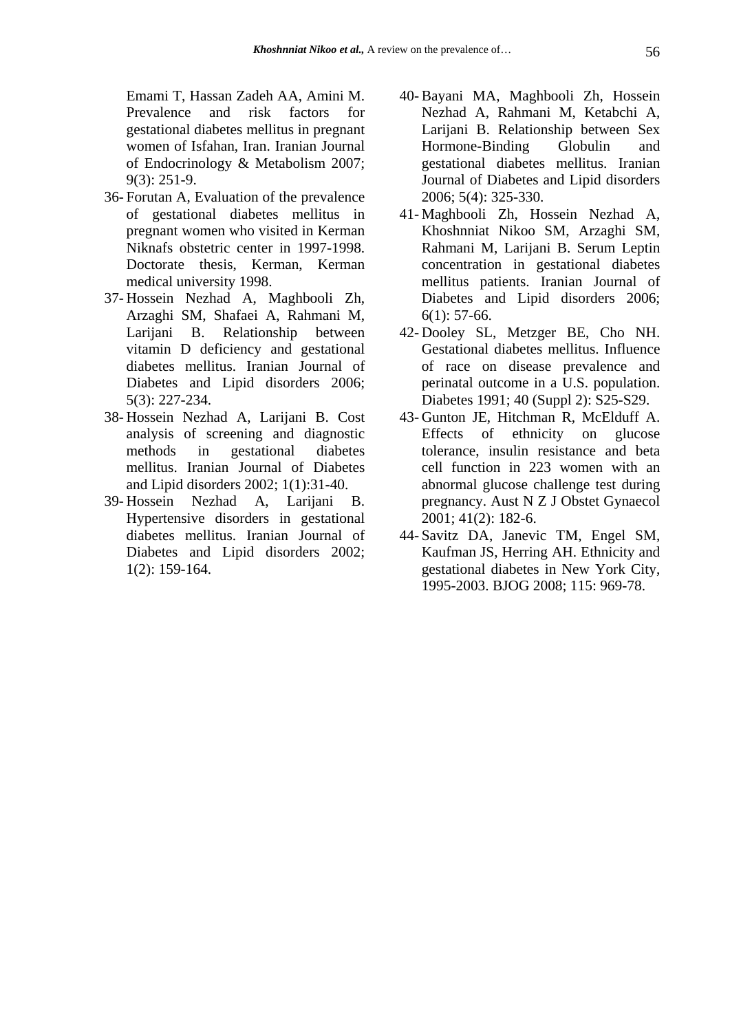Emami T, Hassan Zadeh AA, Amini M. Prevalence and risk factors for gestational diabetes mellitus in pregnant women of Isfahan, Iran. Iranian Journal of Endocrinology & Metabolism 2007; 9(3): 251-9.

36- Forutan A, Evaluation of the prevalence of gestational diabetes mellitus in pregnant women who visited in Kerman Niknafs obstetric center in 1997-1998. Doctorate thesis, Kerman, Kerman medical university 1998.

37- Hossein Nezhad A, Maghbooli Zh, Arzaghi SM, Shafaei A, Rahmani M, Larijani B. Relationship between vitamin D deficiency and gestational diabetes mellitus. Iranian Journal of Diabetes and Lipid disorders 2006; 5(3): 227-234.

38- Hossein Nezhad A, Larijani B. Cost analysis of screening and diagnostic methods in gestational diabetes mellitus. Iranian Journal of Diabetes and Lipid disorders 2002; 1(1):31-40.

39- Hossein Nezhad A, Larijani B. Hypertensive disorders in gestational diabetes mellitus. Iranian Journal of Diabetes and Lipid disorders 2002; 1(2): 159-164.

40- Bayani MA, Maghbooli Zh, Hossein Nezhad A, Rahmani M, Ketabchi A, Larijani B. Relationship between Sex Hormone-Binding Globulin and gestational diabetes mellitus. Iranian Journal of Diabetes and Lipid disorders 2006; 5(4): 325-330.

41- Maghbooli Zh, Hossein Nezhad A, Khoshnniat Nikoo SM, Arzaghi SM, Rahmani M, Larijani B. Serum Leptin concentration in gestational diabetes mellitus patients. Iranian Journal of Diabetes and Lipid disorders 2006; 6(1): 57-66.

42- Dooley SL, Metzger BE, Cho NH. Gestational diabetes mellitus. Influence of race on disease prevalence and perinatal outcome in a U.S. population. Diabetes 1991; 40 (Suppl 2): S25-S29.

43- Gunton JE, Hitchman R, McElduff A. Effects of ethnicity on glucose tolerance, insulin resistance and beta cell function in 223 women with an abnormal glucose challenge test during pregnancy. Aust N Z J Obstet Gynaecol 2001; 41(2): 182-6.

44- Savitz DA, Janevic TM, Engel SM, Kaufman JS, Herring AH. Ethnicity and gestational diabetes in New York City, 1995-2003. BJOG 2008; 115: 969-78.